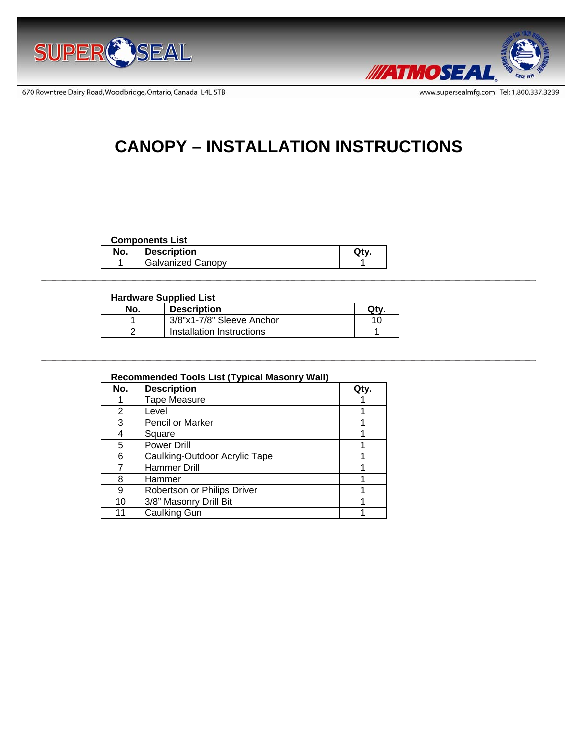# CANOPY – INSTALLATION INSTRUCTIONS

**Components List**

| No. | Description | Qty. |
|---|---|---|
| 1 | Galvanized Canopy | 1 |

---

**Hardware Supplied List**

| No. | Description | Qty. |
|---|---|---|
| 1 | 3/8"x1-7/8" Sleeve Anchor | 10 |
| 2 | Installation Instructions | 1 |

---

**Recommended Tools List (Typical Masonry Wall)**

| No. | Description | Qty. |
|---|---|---|
| 1 | Tape Measure | 1 |
| 2 | Level | 1 |
| 3 | Pencil or Marker | 1 |
| 4 | Square | 1 |
| 5 | Power Drill | 1 |
| 6 | Caulking-Outdoor Acrylic Tape | 1 |
| 7 | Hammer Drill | 1 |
| 8 | Hammer | 1 |
| 9 | Robertson or Philips Driver | 1 |
| 10 | 3/8" Masonry Drill Bit | 1 |
| 11 | Caulking Gun | 1 |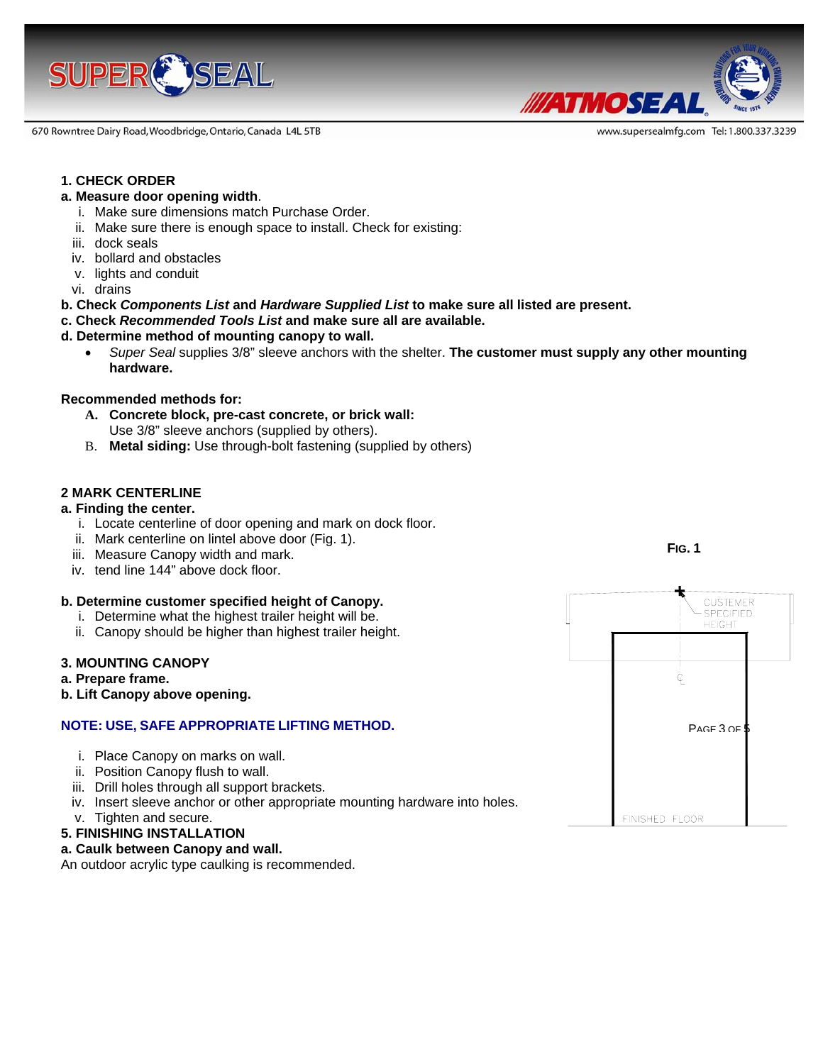**1. CHECK ORDER**

**a. Measure door opening width**.

i. Make sure dimensions match Purchase Order.
ii. Make sure there is enough space to install. Check for existing:
iii. dock seals
iv. bollard and obstacles
v. lights and conduit
vi. drains

**b. Check *Components List* and *Hardware Supplied List* to make sure all listed are present.**

**c. Check *Recommended Tools List* and make sure all are available.**

**d. Determine method of mounting canopy to wall.**

- *Super Seal* supplies 3/8" sleeve anchors with the shelter. **The customer must supply any other mounting hardware.**

**Recommended methods for:**

A. **Concrete block, pre-cast concrete, or brick wall:** Use 3/8" sleeve anchors (supplied by others).
B. **Metal siding:** Use through-bolt fastening (supplied by others)

**2 MARK CENTERLINE**

**a. Finding the center.**

i. Locate centerline of door opening and mark on dock floor.
ii. Mark centerline on lintel above door (Fig. 1).
iii. Measure Canopy width and mark.
iv. tend line 144" above dock floor.

**b. Determine customer specified height of Canopy.**

i. Determine what the highest trailer height will be.
ii. Canopy should be higher than highest trailer height.

**FIG. 1**

CUSTEMER SPECIFIED HEIGHT

℄

FINISHED FLOOR

**3. MOUNTING CANOPY**

**a. Prepare frame.**

**b. Lift Canopy above opening.**

**NOTE: USE, SAFE APPROPRIATE LIFTING METHOD.**

i. Place Canopy on marks on wall.
ii. Position Canopy flush to wall.
iii. Drill holes through all support brackets.
iv. Insert sleeve anchor or other appropriate mounting hardware into holes.
v. Tighten and secure.

**5. FINISHING INSTALLATION**

**a. Caulk between Canopy and wall.**

An outdoor acrylic type caulking is recommended.